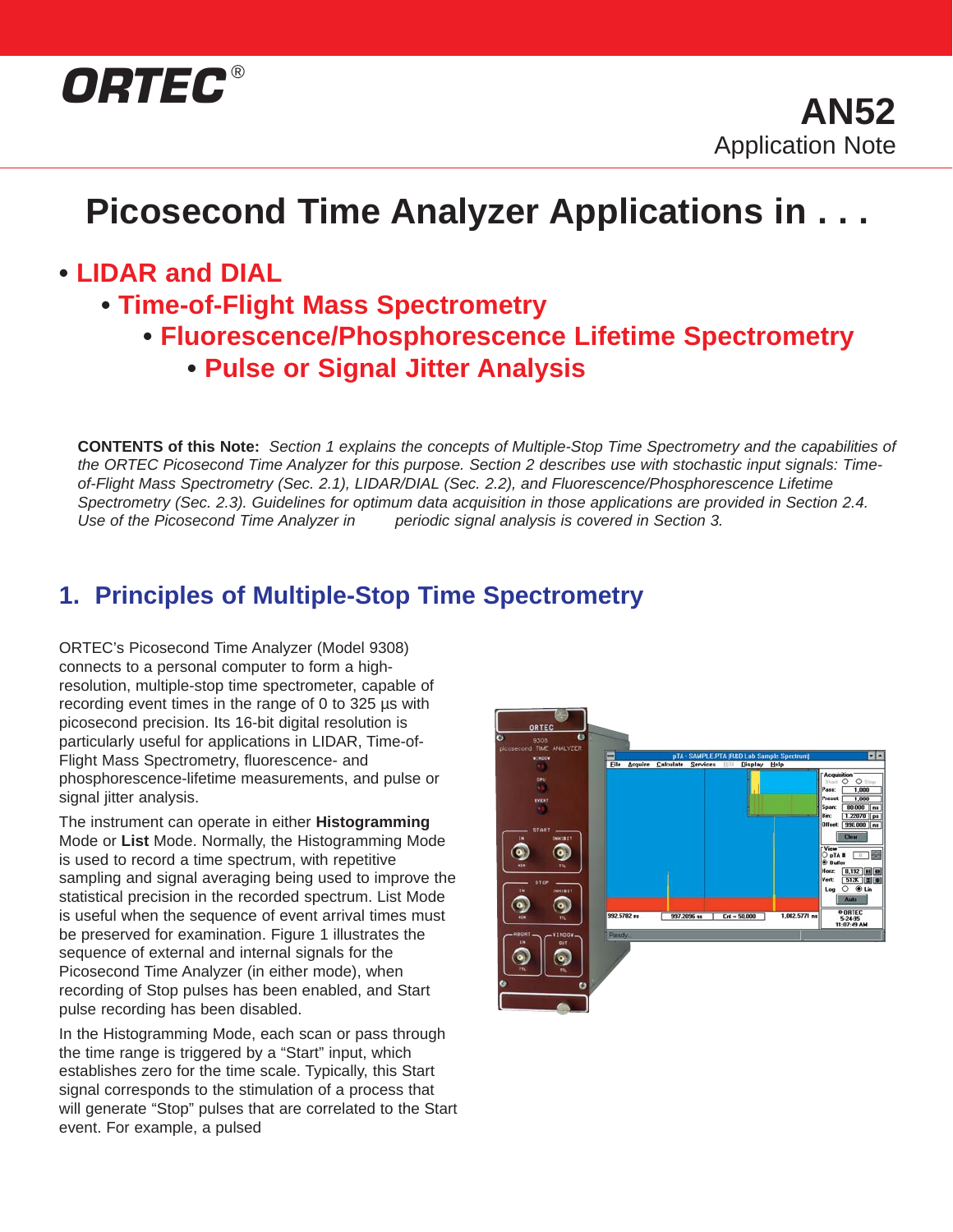ORTEC®

# AN52
Application Note

# Picosecond Time Analyzer Applications in . . .

- **LIDAR and DIAL**
  - **Time-of-Flight Mass Spectrometry**
    - **Fluorescence/Phosphorescence Lifetime Spectrometry**
      - **Pulse or Signal Jitter Analysis**

**CONTENTS of this Note:** *Section 1 explains the concepts of Multiple-Stop Time Spectrometry and the capabilities of the ORTEC Picosecond Time Analyzer for this purpose. Section 2 describes use with stochastic input signals: Time-of-Flight Mass Spectrometry (Sec. 2.1), LIDAR/DIAL (Sec. 2.2), and Fluorescence/Phosphorescence Lifetime Spectrometry (Sec. 2.3). Guidelines for optimum data acquisition in those applications are provided in Section 2.4. Use of the Picosecond Time Analyzer in periodic signal analysis is covered in Section 3.*

## 1. Principles of Multiple-Stop Time Spectrometry

ORTEC's Picosecond Time Analyzer (Model 9308) connects to a personal computer to form a high-resolution, multiple-stop time spectrometer, capable of recording event times in the range of 0 to 325 µs with picosecond precision. Its 16-bit digital resolution is particularly useful for applications in LIDAR, Time-of-Flight Mass Spectrometry, fluorescence- and phosphorescence-lifetime measurements, and pulse or signal jitter analysis.

The instrument can operate in either **Histogramming** Mode or **List** Mode. Normally, the Histogramming Mode is used to record a time spectrum, with repetitive sampling and signal averaging being used to improve the statistical precision in the recorded spectrum. List Mode is useful when the sequence of event arrival times must be preserved for examination. Figure 1 illustrates the sequence of external and internal signals for the Picosecond Time Analyzer (in either mode), when recording of Stop pulses has been enabled, and Start pulse recording has been disabled.

In the Histogramming Mode, each scan or pass through the time range is triggered by a "Start" input, which establishes zero for the time scale. Typically, this Start signal corresponds to the stimulation of a process that will generate "Stop" pulses that are correlated to the Start event. For example, a pulsed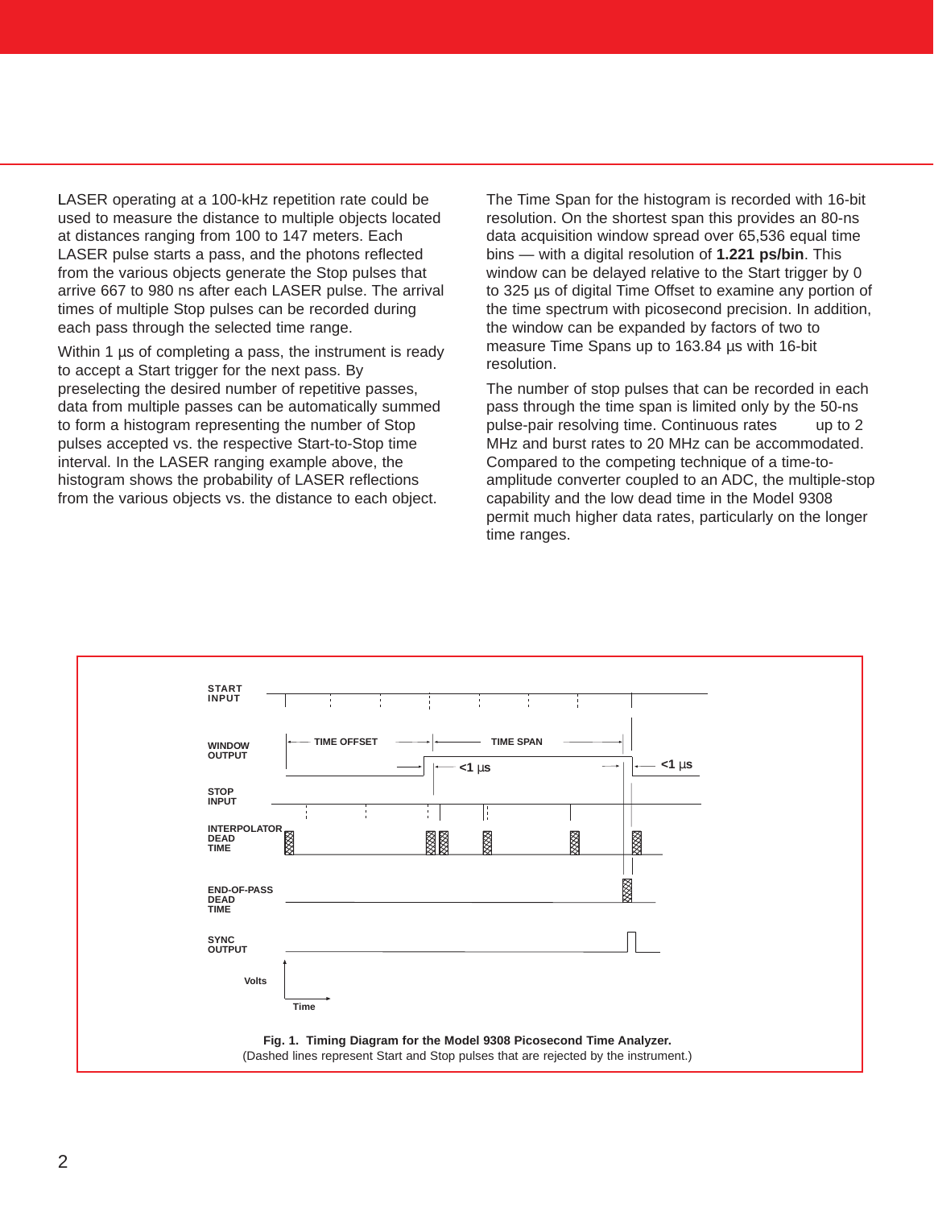LASER operating at a 100-kHz repetition rate could be used to measure the distance to multiple objects located at distances ranging from 100 to 147 meters. Each LASER pulse starts a pass, and the photons reflected from the various objects generate the Stop pulses that arrive 667 to 980 ns after each LASER pulse. The arrival times of multiple Stop pulses can be recorded during each pass through the selected time range.

Within 1 µs of completing a pass, the instrument is ready to accept a Start trigger for the next pass. By preselecting the desired number of repetitive passes, data from multiple passes can be automatically summed to form a histogram representing the number of Stop pulses accepted vs. the respective Start-to-Stop time interval. In the LASER ranging example above, the histogram shows the probability of LASER reflections from the various objects vs. the distance to each object.

The Time Span for the histogram is recorded with 16-bit resolution. On the shortest span this provides an 80-ns data acquisition window spread over 65,536 equal time bins — with a digital resolution of **1.221 ps/bin**. This window can be delayed relative to the Start trigger by 0 to 325 µs of digital Time Offset to examine any portion of the time spectrum with picosecond precision. In addition, the window can be expanded by factors of two to measure Time Spans up to 163.84 µs with 16-bit resolution.

The number of stop pulses that can be recorded in each pass through the time span is limited only by the 50-ns pulse-pair resolving time. Continuous rates up to 2 MHz and burst rates to 20 MHz can be accommodated. Compared to the competing technique of a time-to-amplitude converter coupled to an ADC, the multiple-stop capability and the low dead time in the Model 9308 permit much higher data rates, particularly on the longer time ranges.

**Fig. 1. Timing Diagram for the Model 9308 Picosecond Time Analyzer.**
(Dashed lines represent Start and Stop pulses that are rejected by the instrument.)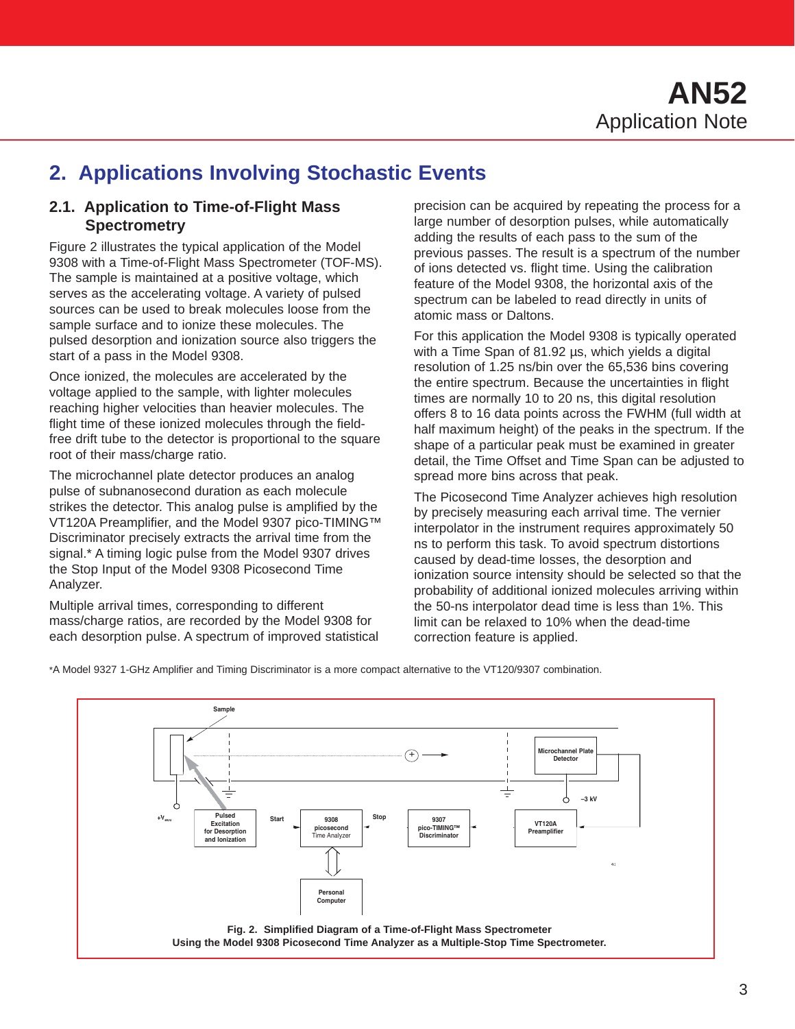## 2. Applications Involving Stochastic Events

### 2.1. Application to Time-of-Flight Mass Spectrometry

Figure 2 illustrates the typical application of the Model 9308 with a Time-of-Flight Mass Spectrometer (TOF-MS). The sample is maintained at a positive voltage, which serves as the accelerating voltage. A variety of pulsed sources can be used to break molecules loose from the sample surface and to ionize these molecules. The pulsed desorption and ionization source also triggers the start of a pass in the Model 9308.

Once ionized, the molecules are accelerated by the voltage applied to the sample, with lighter molecules reaching higher velocities than heavier molecules. The flight time of these ionized molecules through the field-free drift tube to the detector is proportional to the square root of their mass/charge ratio.

The microchannel plate detector produces an analog pulse of subnanosecond duration as each molecule strikes the detector. This analog pulse is amplified by the VT120A Preamplifier, and the Model 9307 pico-TIMING™ Discriminator precisely extracts the arrival time from the signal.* A timing logic pulse from the Model 9307 drives the Stop Input of the Model 9308 Picosecond Time Analyzer.

Multiple arrival times, corresponding to different mass/charge ratios, are recorded by the Model 9308 for each desorption pulse. A spectrum of improved statistical precision can be acquired by repeating the process for a large number of desorption pulses, while automatically adding the results of each pass to the sum of the previous passes. The result is a spectrum of the number of ions detected vs. flight time. Using the calibration feature of the Model 9308, the horizontal axis of the spectrum can be labeled to read directly in units of atomic mass or Daltons.

For this application the Model 9308 is typically operated with a Time Span of 81.92 µs, which yields a digital resolution of 1.25 ns/bin over the 65,536 bins covering the entire spectrum. Because the uncertainties in flight times are normally 10 to 20 ns, this digital resolution offers 8 to 16 data points across the FWHM (full width at half maximum height) of the peaks in the spectrum. If the shape of a particular peak must be examined in greater detail, the Time Offset and Time Span can be adjusted to spread more bins across that peak.

The Picosecond Time Analyzer achieves high resolution by precisely measuring each arrival time. The vernier interpolator in the instrument requires approximately 50 ns to perform this task. To avoid spectrum distortions caused by dead-time losses, the desorption and ionization source intensity should be selected so that the probability of additional ionized molecules arriving within the 50-ns interpolator dead time is less than 1%. This limit can be relaxed to 10% when the dead-time correction feature is applied.

*A Model 9327 1-GHz Amplifier and Timing Discriminator is a more compact alternative to the VT120/9307 combination.

**Fig. 2. Simplified Diagram of a Time-of-Flight Mass Spectrometer Using the Model 9308 Picosecond Time Analyzer as a Multiple-Stop Time Spectrometer.**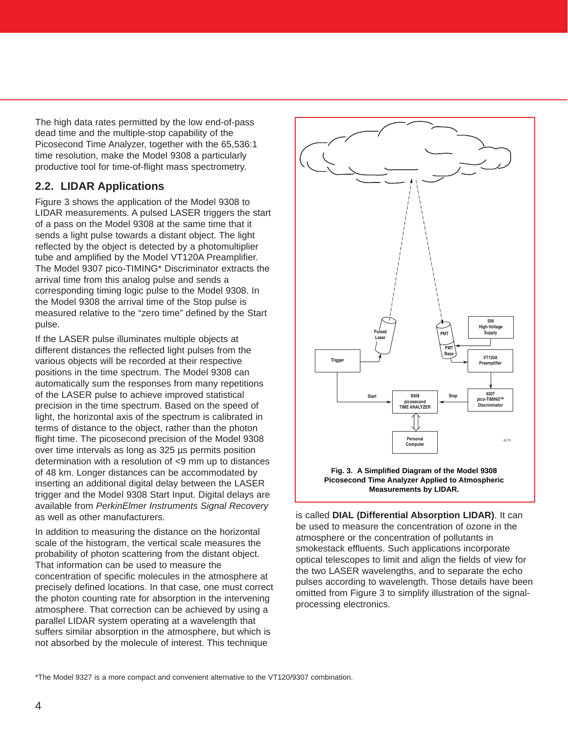The high data rates permitted by the low end-of-pass dead time and the multiple-stop capability of the Picosecond Time Analyzer, together with the 65,536:1 time resolution, make the Model 9308 a particularly productive tool for time-of-flight mass spectrometry.

## 2.2. LIDAR Applications

Figure 3 shows the application of the Model 9308 to LIDAR measurements. A pulsed LASER triggers the start of a pass on the Model 9308 at the same time that it sends a light pulse towards a distant object. The light reflected by the object is detected by a photomultiplier tube and amplified by the Model VT120A Preamplifier. The Model 9307 pico-TIMING* Discriminator extracts the arrival time from this analog pulse and sends a corresponding timing logic pulse to the Model 9308. In the Model 9308 the arrival time of the Stop pulse is measured relative to the “zero time” defined by the Start pulse.

If the LASER pulse illuminates multiple objects at different distances the reflected light pulses from the various objects will be recorded at their respective positions in the time spectrum. The Model 9308 can automatically sum the responses from many repetitions of the LASER pulse to achieve improved statistical precision in the time spectrum. Based on the speed of light, the horizontal axis of the spectrum is calibrated in terms of distance to the object, rather than the photon flight time. The picosecond precision of the Model 9308 over time intervals as long as 325 µs permits position determination with a resolution of <9 mm up to distances of 48 km. Longer distances can be accommodated by inserting an additional digital delay between the LASER trigger and the Model 9308 Start Input. Digital delays are available from *PerkinElmer Instruments Signal Recovery* as well as other manufacturers.

In addition to measuring the distance on the horizontal scale of the histogram, the vertical scale measures the probability of photon scattering from the distant object. That information can be used to measure the concentration of specific molecules in the atmosphere at precisely defined locations. In that case, one must correct the photon counting rate for absorption in the intervening atmosphere. That correction can be achieved by using a parallel LIDAR system operating at a wavelength that suffers similar absorption in the atmosphere, but which is not absorbed by the molecule of interest. This technique is called **DIAL (Differential Absorption LIDAR)**. It can be used to measure the concentration of ozone in the atmosphere or the concentration of pollutants in smokestack effluents. Such applications incorporate optical telescopes to limit and align the fields of view for the two LASER wavelengths, and to separate the echo pulses according to wavelength. Those details have been omitted from Figure 3 to simplify illustration of the signal-processing electronics.

**Fig. 3. A Simplified Diagram of the Model 9308 Picosecond Time Analyzer Applied to Atmospheric Measurements by LIDAR.**

*The Model 9327 is a more compact and convenient alternative to the VT120/9307 combination.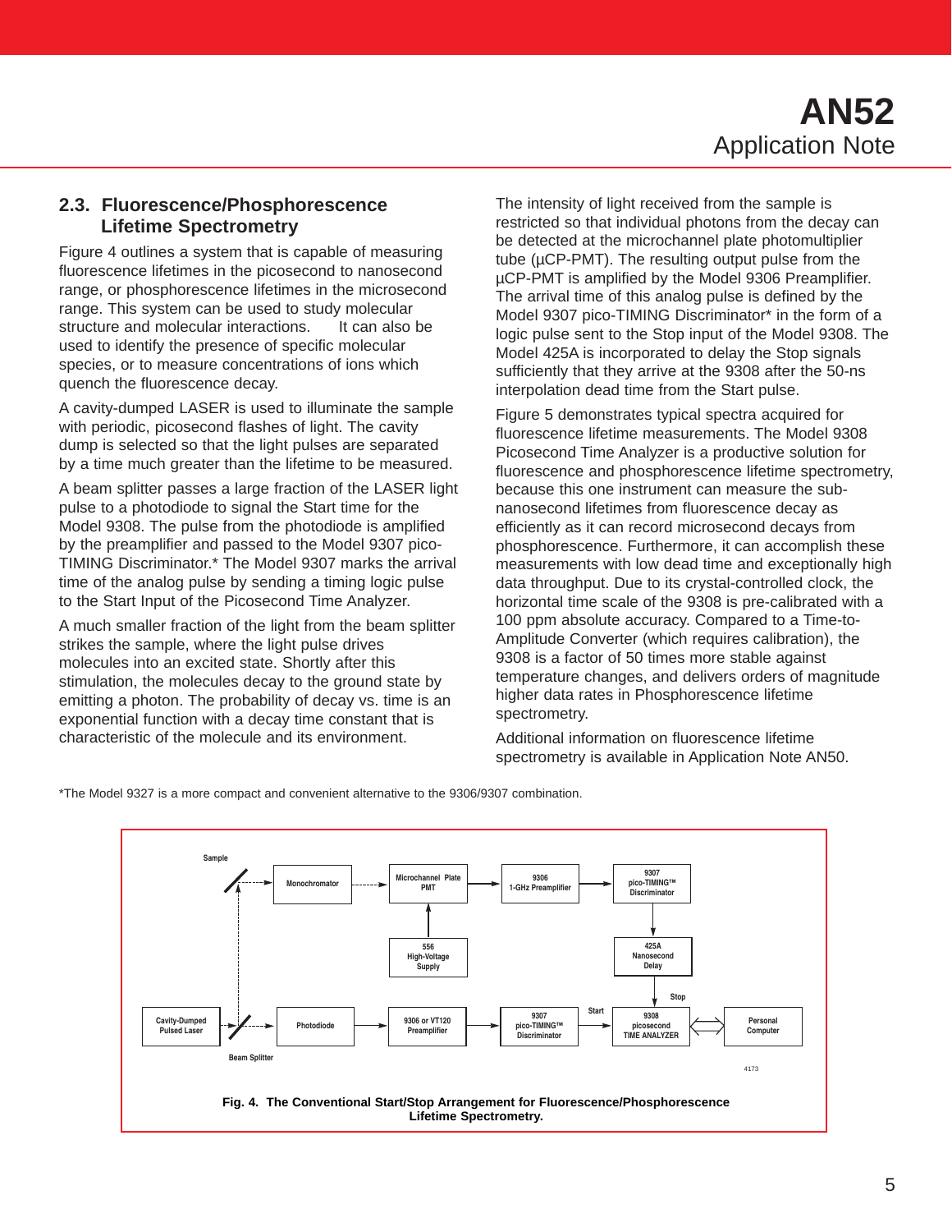## 2.3. Fluorescence/Phosphorescence Lifetime Spectrometry

Figure 4 outlines a system that is capable of measuring fluorescence lifetimes in the picosecond to nanosecond range, or phosphorescence lifetimes in the microsecond range. This system can be used to study molecular structure and molecular interactions. It can also be used to identify the presence of specific molecular species, or to measure concentrations of ions which quench the fluorescence decay.

A cavity-dumped LASER is used to illuminate the sample with periodic, picosecond flashes of light. The cavity dump is selected so that the light pulses are separated by a time much greater than the lifetime to be measured.

A beam splitter passes a large fraction of the LASER light pulse to a photodiode to signal the Start time for the Model 9308. The pulse from the photodiode is amplified by the preamplifier and passed to the Model 9307 pico-TIMING Discriminator.* The Model 9307 marks the arrival time of the analog pulse by sending a timing logic pulse to the Start Input of the Picosecond Time Analyzer.

A much smaller fraction of the light from the beam splitter strikes the sample, where the light pulse drives molecules into an excited state. Shortly after this stimulation, the molecules decay to the ground state by emitting a photon. The probability of decay vs. time is an exponential function with a decay time constant that is characteristic of the molecule and its environment.

The intensity of light received from the sample is restricted so that individual photons from the decay can be detected at the microchannel plate photomultiplier tube (µCP-PMT). The resulting output pulse from the µCP-PMT is amplified by the Model 9306 Preamplifier. The arrival time of this analog pulse is defined by the Model 9307 pico-TIMING Discriminator* in the form of a logic pulse sent to the Stop input of the Model 9308. The Model 425A is incorporated to delay the Stop signals sufficiently that they arrive at the 9308 after the 50-ns interpolation dead time from the Start pulse.

Figure 5 demonstrates typical spectra acquired for fluorescence lifetime measurements. The Model 9308 Picosecond Time Analyzer is a productive solution for fluorescence and phosphorescence lifetime spectrometry, because this one instrument can measure the sub-nanosecond lifetimes from fluorescence decay as efficiently as it can record microsecond decays from phosphorescence. Furthermore, it can accomplish these measurements with low dead time and exceptionally high data throughput. Due to its crystal-controlled clock, the horizontal time scale of the 9308 is pre-calibrated with a 100 ppm absolute accuracy. Compared to a Time-to-Amplitude Converter (which requires calibration), the 9308 is a factor of 50 times more stable against temperature changes, and delivers orders of magnitude higher data rates in Phosphorescence lifetime spectrometry.

Additional information on fluorescence lifetime spectrometry is available in Application Note AN50.

*The Model 9327 is a more compact and convenient alternative to the 9306/9307 combination.

Sample | Monochromator | Microchannel Plate PMT | 9306 1-GHz Preamplifier | 9307 pico-TIMING™ Discriminator | 556 High-Voltage Supply | 425A Nanosecond Delay | Stop | Cavity-Dumped Pulsed Laser | Beam Splitter | Photodiode | 9306 or VT120 Preamplifier | 9307 pico-TIMING™ Discriminator | Start | 9308 picosecond TIME ANALYZER | Personal Computer | 4173

**Fig. 4. The Conventional Start/Stop Arrangement for Fluorescence/Phosphorescence Lifetime Spectrometry.**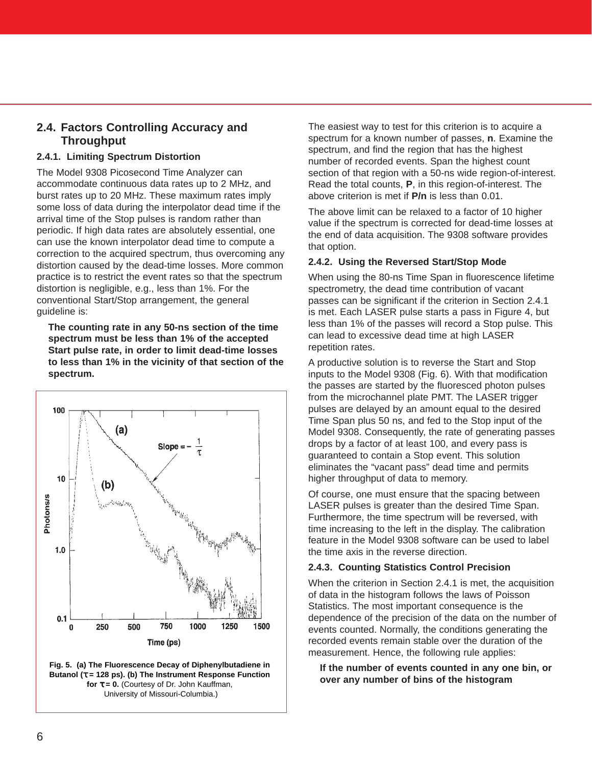## 2.4. Factors Controlling Accuracy and Throughput

### 2.4.1. Limiting Spectrum Distortion

The Model 9308 Picosecond Time Analyzer can accommodate continuous data rates up to 2 MHz, and burst rates up to 20 MHz. These maximum rates imply some loss of data during the interpolator dead time if the arrival time of the Stop pulses is random rather than periodic. If high data rates are absolutely essential, one can use the known interpolator dead time to compute a correction to the acquired spectrum, thus overcoming any distortion caused by the dead-time losses. More common practice is to restrict the event rates so that the spectrum distortion is negligible, e.g., less than 1%. For the conventional Start/Stop arrangement, the general guideline is:

**The counting rate in any 50-ns section of the time spectrum must be less than 1% of the accepted Start pulse rate, in order to limit dead-time losses to less than 1% in the vicinity of that section of the spectrum.**

**Fig. 5. (a) The Fluorescence Decay of Diphenylbutadiene in Butanol (τ = 128 ps). (b) The Instrument Response Function for τ = 0.** (Courtesy of Dr. John Kauffman, University of Missouri-Columbia.)

The easiest way to test for this criterion is to acquire a spectrum for a known number of passes, **n**. Examine the spectrum, and find the region that has the highest number of recorded events. Span the highest count section of that region with a 50-ns wide region-of-interest. Read the total counts, **P**, in this region-of-interest. The above criterion is met if **P/n** is less than 0.01.

The above limit can be relaxed to a factor of 10 higher value if the spectrum is corrected for dead-time losses at the end of data acquisition. The 9308 software provides that option.

### 2.4.2. Using the Reversed Start/Stop Mode

When using the 80-ns Time Span in fluorescence lifetime spectrometry, the dead time contribution of vacant passes can be significant if the criterion in Section 2.4.1 is met. Each LASER pulse starts a pass in Figure 4, but less than 1% of the passes will record a Stop pulse. This can lead to excessive dead time at high LASER repetition rates.

A productive solution is to reverse the Start and Stop inputs to the Model 9308 (Fig. 6). With that modification the passes are started by the fluoresced photon pulses from the microchannel plate PMT. The LASER trigger pulses are delayed by an amount equal to the desired Time Span plus 50 ns, and fed to the Stop input of the Model 9308. Consequently, the rate of generating passes drops by a factor of at least 100, and every pass is guaranteed to contain a Stop event. This solution eliminates the “vacant pass” dead time and permits higher throughput of data to memory.

Of course, one must ensure that the spacing between LASER pulses is greater than the desired Time Span. Furthermore, the time spectrum will be reversed, with time increasing to the left in the display. The calibration feature in the Model 9308 software can be used to label the time axis in the reverse direction.

### 2.4.3. Counting Statistics Control Precision

When the criterion in Section 2.4.1 is met, the acquisition of data in the histogram follows the laws of Poisson Statistics. The most important consequence is the dependence of the precision of the data on the number of events counted. Normally, the conditions generating the recorded events remain stable over the duration of the measurement. Hence, the following rule applies:

**If the number of events counted in any one bin, or over any number of bins of the histogram**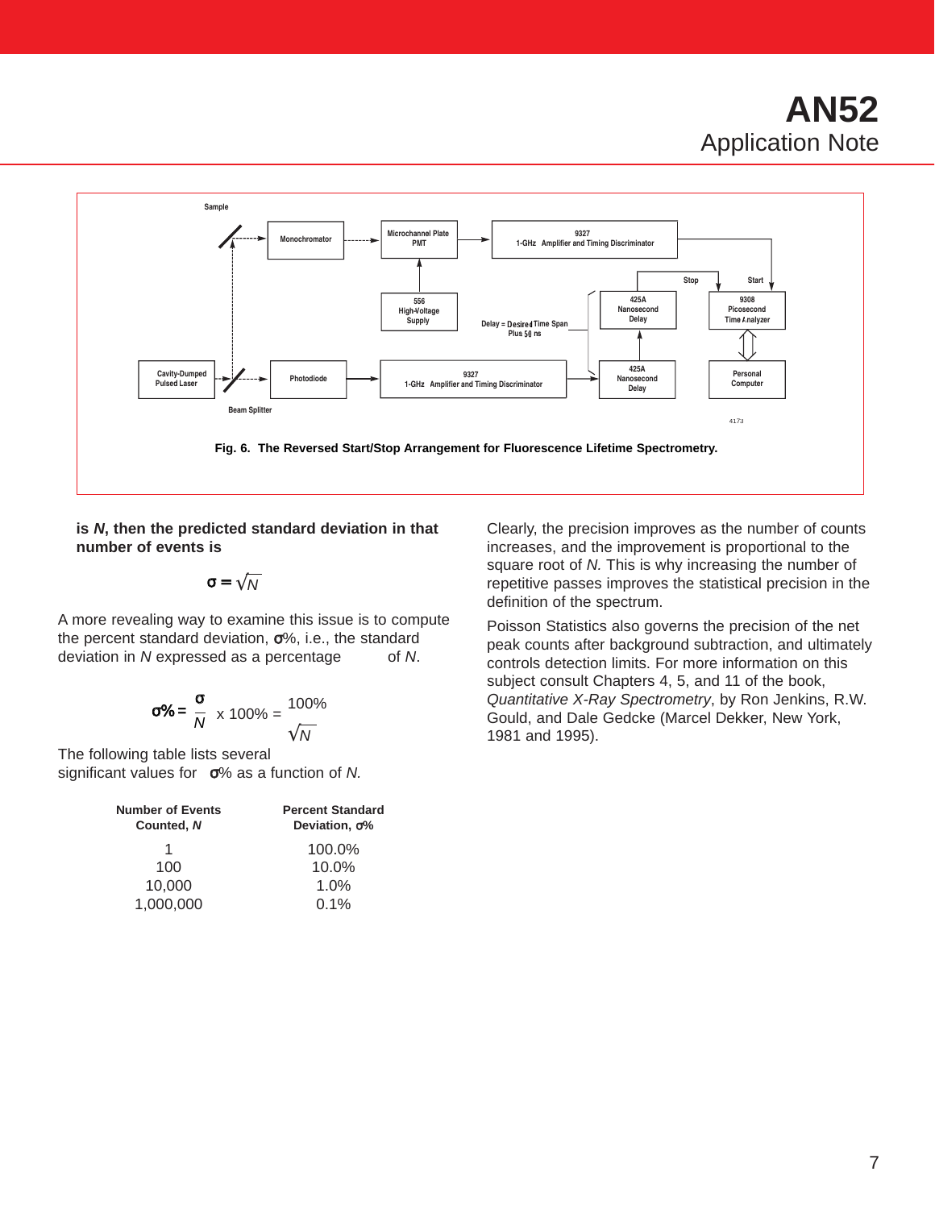Fig. 6. The Reversed Start/Stop Arrangement for Fluorescence Lifetime Spectrometry.

**is *N*, then the predicted standard deviation in that number of events is**

$$\sigma = \sqrt{N}$$

A more revealing way to examine this issue is to compute the percent standard deviation, $\sigma\%$, i.e., the standard deviation in $N$ expressed as a percentage of $N$.

$$\sigma\% = \frac{\sigma}{N} \times 100\% = \frac{100\%}{\sqrt{N}}$$

The following table lists several significant values for $\sigma\%$ as a function of $N$.

| Number of Events Counted, *N* | Percent Standard Deviation, $\sigma\%$ |
|---|---|
| 1 | 100.0% |
| 100 | 10.0% |
| 10,000 | 1.0% |
| 1,000,000 | 0.1% |

Clearly, the precision improves as the number of counts increases, and the improvement is proportional to the square root of $N$. This is why increasing the number of repetitive passes improves the statistical precision in the definition of the spectrum.

Poisson Statistics also governs the precision of the net peak counts after background subtraction, and ultimately controls detection limits. For more information on this subject consult Chapters 4, 5, and 11 of the book, *Quantitative X-Ray Spectrometry*, by Ron Jenkins, R.W. Gould, and Dale Gedcke (Marcel Dekker, New York, 1981 and 1995).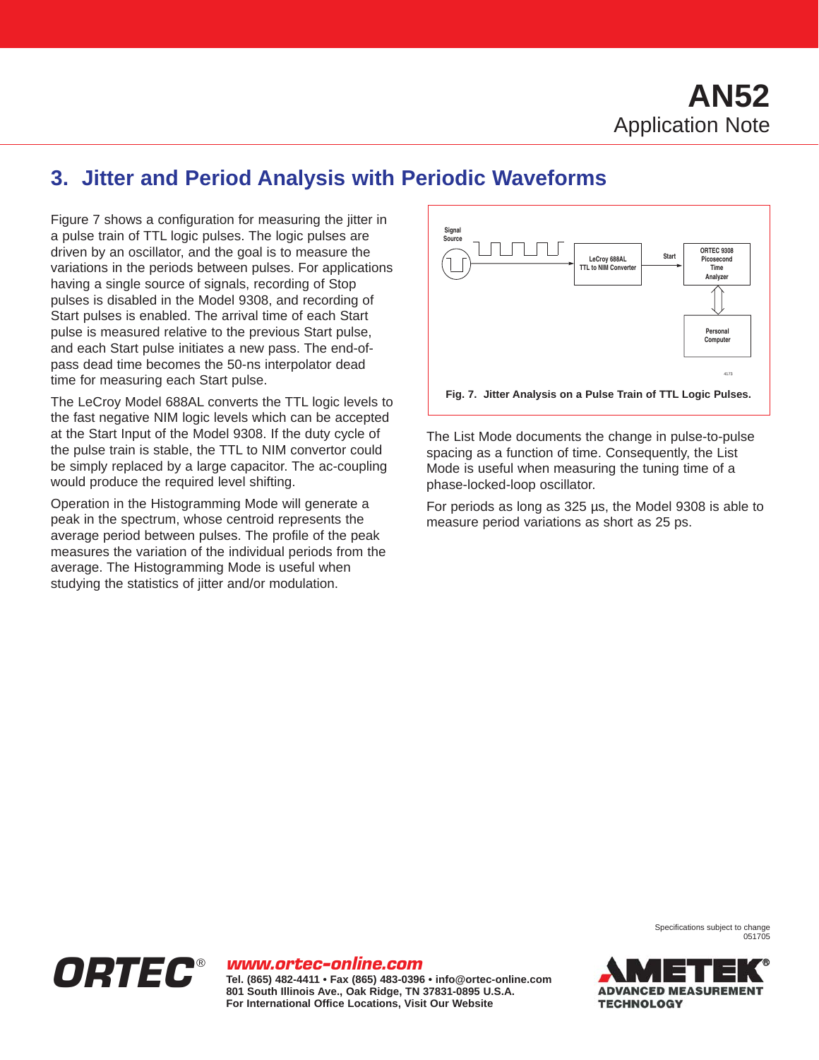## 3. Jitter and Period Analysis with Periodic Waveforms

Figure 7 shows a configuration for measuring the jitter in a pulse train of TTL logic pulses. The logic pulses are driven by an oscillator, and the goal is to measure the variations in the periods between pulses. For applications having a single source of signals, recording of Stop pulses is disabled in the Model 9308, and recording of Start pulses is enabled. The arrival time of each Start pulse is measured relative to the previous Start pulse, and each Start pulse initiates a new pass. The end-of-pass dead time becomes the 50-ns interpolator dead time for measuring each Start pulse.

The LeCroy Model 688AL converts the TTL logic levels to the fast negative NIM logic levels which can be accepted at the Start Input of the Model 9308. If the duty cycle of the pulse train is stable, the TTL to NIM convertor could be simply replaced by a large capacitor. The ac-coupling would produce the required level shifting.

Operation in the Histogramming Mode will generate a peak in the spectrum, whose centroid represents the average period between pulses. The profile of the peak measures the variation of the individual periods from the average. The Histogramming Mode is useful when studying the statistics of jitter and/or modulation.

Signal Source

LeCroy 688AL TTL to NIM Converter

Start

ORTEC 9308 Picosecond Time Analyzer

Personal Computer

4173

**Fig. 7. Jitter Analysis on a Pulse Train of TTL Logic Pulses.**

The List Mode documents the change in pulse-to-pulse spacing as a function of time. Consequently, the List Mode is useful when measuring the tuning time of a phase-locked-loop oscillator.

For periods as long as 325 µs, the Model 9308 is able to measure period variations as short as 25 ps.

Specifications subject to change
051705

**www.ortec-online.com**
**Tel. (865) 482-4411 • Fax (865) 483-0396 • info@ortec-online.com**
**801 South Illinois Ave., Oak Ridge, TN 37831-0895 U.S.A.**
**For International Office Locations, Visit Our Website**